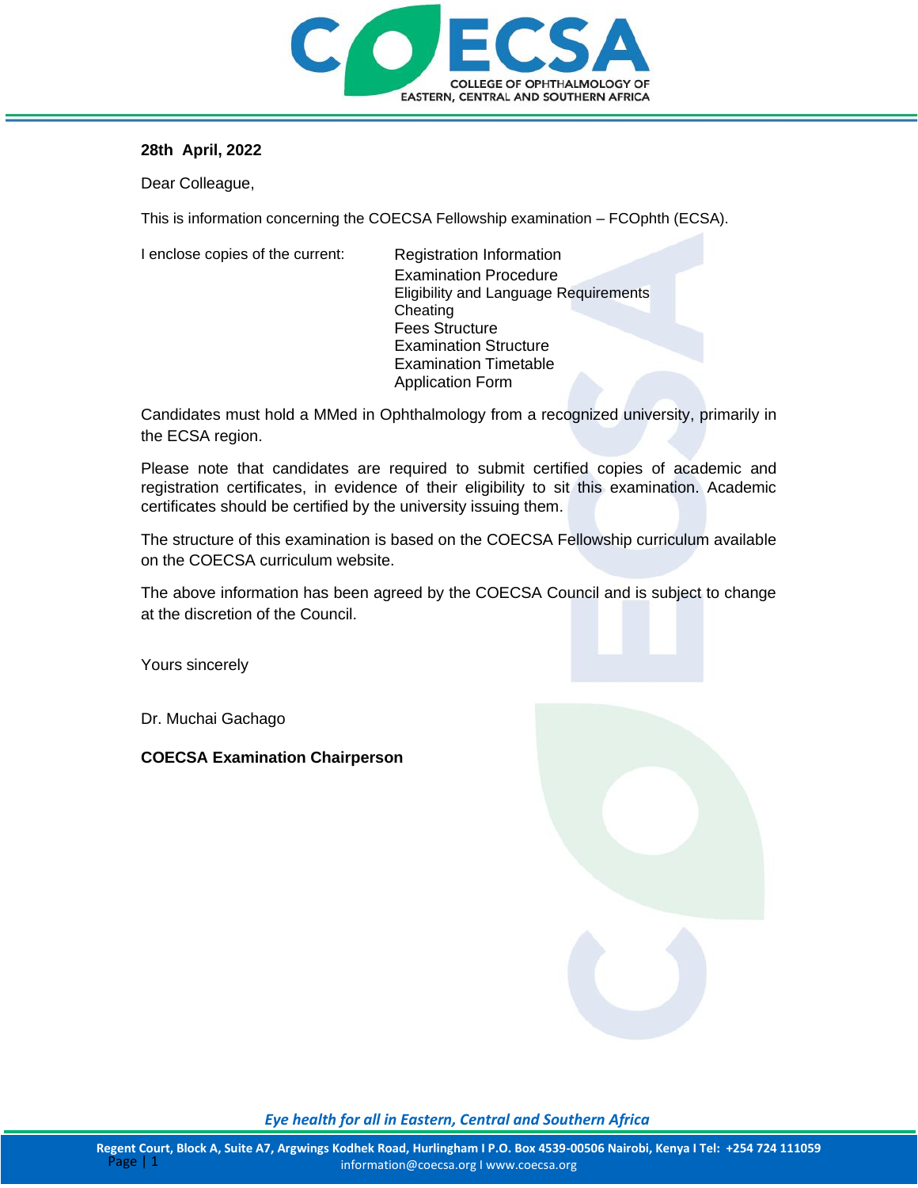**28th April, 2022**

Dear Colleague,

This is information concerning the COECSA Fellowship examination – FCOphth (ECSA).

I enclose copies of the current:

- Registration Information
- Examination Procedure
- Eligibility and Language Requirements
- Cheating
- Fees Structure
- Examination Structure
- Examination Timetable
- Application Form

Candidates must hold a MMed in Ophthalmology from a recognized university, primarily in the ECSA region.

Please note that candidates are required to submit certified copies of academic and registration certificates, in evidence of their eligibility to sit this examination. Academic certificates should be certified by the university issuing them.

The structure of this examination is based on the COECSA Fellowship curriculum available on the COECSA curriculum website.

The above information has been agreed by the COECSA Council and is subject to change at the discretion of the Council.

Yours sincerely

Dr. Muchai Gachago

**COECSA Examination Chairperson**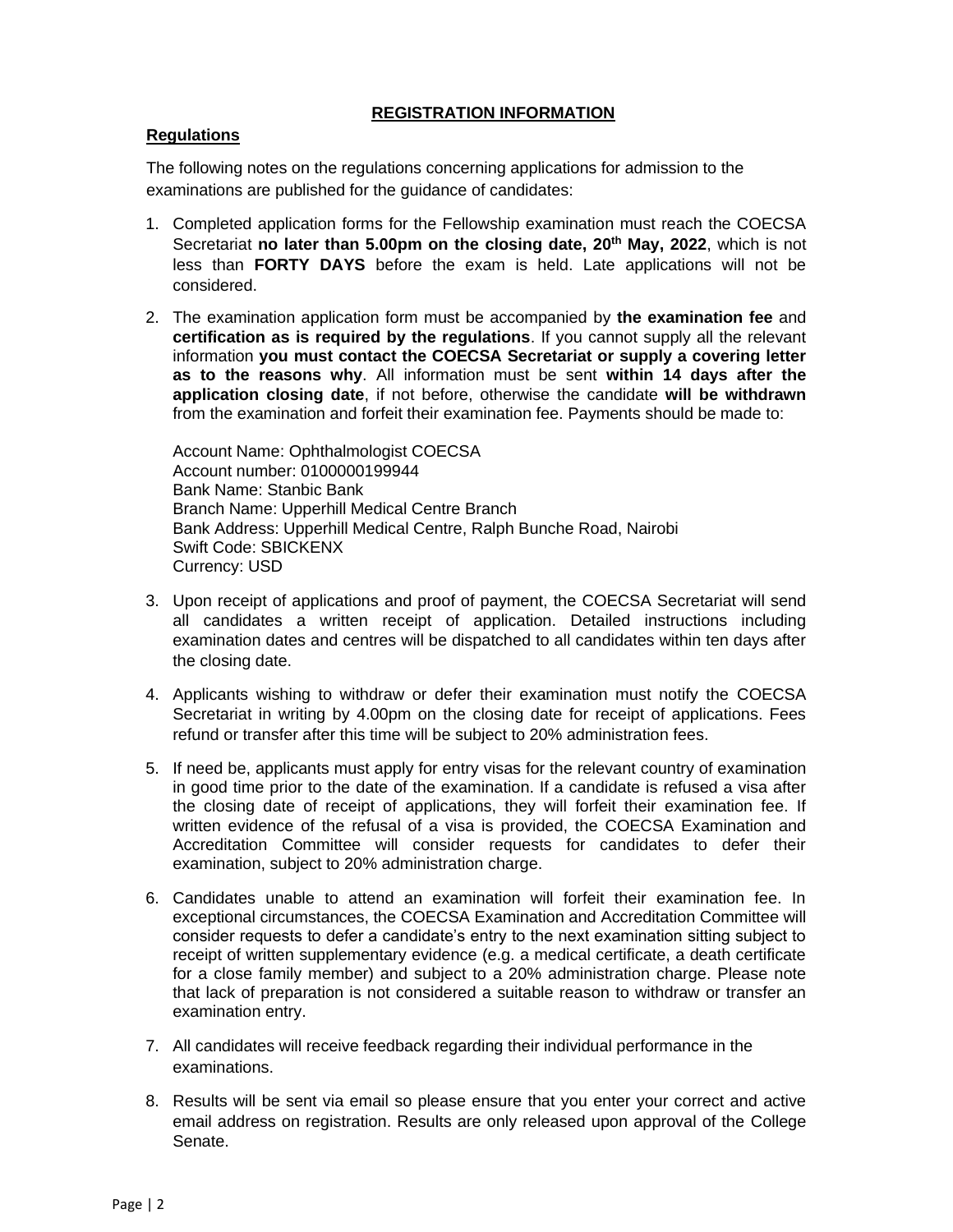## REGISTRATION INFORMATION

### Regulations

The following notes on the regulations concerning applications for admission to the examinations are published for the guidance of candidates:

1. Completed application forms for the Fellowship examination must reach the COECSA Secretariat **no later than 5.00pm on the closing date, 20th May, 2022**, which is not less than **FORTY DAYS** before the exam is held. Late applications will not be considered.

2. The examination application form must be accompanied by **the examination fee** and **certification as is required by the regulations**. If you cannot supply all the relevant information **you must contact the COECSA Secretariat or supply a covering letter as to the reasons why**. All information must be sent **within 14 days after the application closing date**, if not before, otherwise the candidate **will be withdrawn** from the examination and forfeit their examination fee. Payments should be made to:

   Account Name: Ophthalmologist COECSA
   Account number: 0100000199944
   Bank Name: Stanbic Bank
   Branch Name: Upperhill Medical Centre Branch
   Bank Address: Upperhill Medical Centre, Ralph Bunche Road, Nairobi
   Swift Code: SBICKENX
   Currency: USD

3. Upon receipt of applications and proof of payment, the COECSA Secretariat will send all candidates a written receipt of application. Detailed instructions including examination dates and centres will be dispatched to all candidates within ten days after the closing date.

4. Applicants wishing to withdraw or defer their examination must notify the COECSA Secretariat in writing by 4.00pm on the closing date for receipt of applications. Fees refund or transfer after this time will be subject to 20% administration fees.

5. If need be, applicants must apply for entry visas for the relevant country of examination in good time prior to the date of the examination. If a candidate is refused a visa after the closing date of receipt of applications, they will forfeit their examination fee. If written evidence of the refusal of a visa is provided, the COECSA Examination and Accreditation Committee will consider requests for candidates to defer their examination, subject to 20% administration charge.

6. Candidates unable to attend an examination will forfeit their examination fee. In exceptional circumstances, the COECSA Examination and Accreditation Committee will consider requests to defer a candidate's entry to the next examination sitting subject to receipt of written supplementary evidence (e.g. a medical certificate, a death certificate for a close family member) and subject to a 20% administration charge. Please note that lack of preparation is not considered a suitable reason to withdraw or transfer an examination entry.

7. All candidates will receive feedback regarding their individual performance in the examinations.

8. Results will be sent via email so please ensure that you enter your correct and active email address on registration. Results are only released upon approval of the College Senate.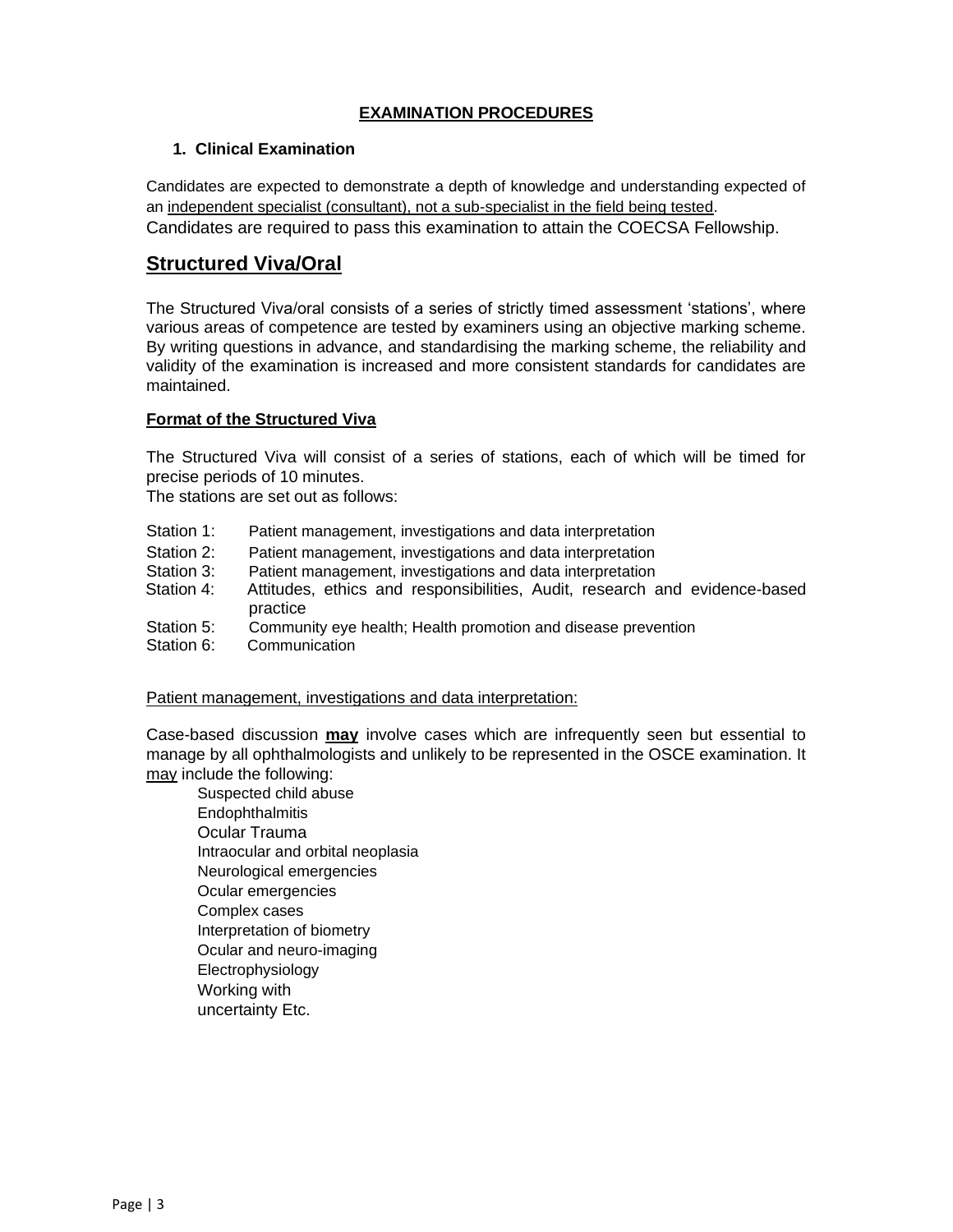## EXAMINATION PROCEDURES

### 1. Clinical Examination

Candidates are expected to demonstrate a depth of knowledge and understanding expected of an independent specialist (consultant), not a sub-specialist in the field being tested.
Candidates are required to pass this examination to attain the COECSA Fellowship.

## Structured Viva/Oral

The Structured Viva/oral consists of a series of strictly timed assessment 'stations', where various areas of competence are tested by examiners using an objective marking scheme. By writing questions in advance, and standardising the marking scheme, the reliability and validity of the examination is increased and more consistent standards for candidates are maintained.

### Format of the Structured Viva

The Structured Viva will consist of a series of stations, each of which will be timed for precise periods of 10 minutes.
The stations are set out as follows:

- Station 1: Patient management, investigations and data interpretation
- Station 2: Patient management, investigations and data interpretation
- Station 3: Patient management, investigations and data interpretation
- Station 4: Attitudes, ethics and responsibilities, Audit, research and evidence-based practice
- Station 5: Community eye health; Health promotion and disease prevention
- Station 6: Communication

Patient management, investigations and data interpretation:

Case-based discussion **may** involve cases which are infrequently seen but essential to manage by all ophthalmologists and unlikely to be represented in the OSCE examination. It may include the following:

- Suspected child abuse
- Endophthalmitis
- Ocular Trauma
- Intraocular and orbital neoplasia
- Neurological emergencies
- Ocular emergencies
- Complex cases
- Interpretation of biometry
- Ocular and neuro-imaging
- Electrophysiology
- Working with uncertainty Etc.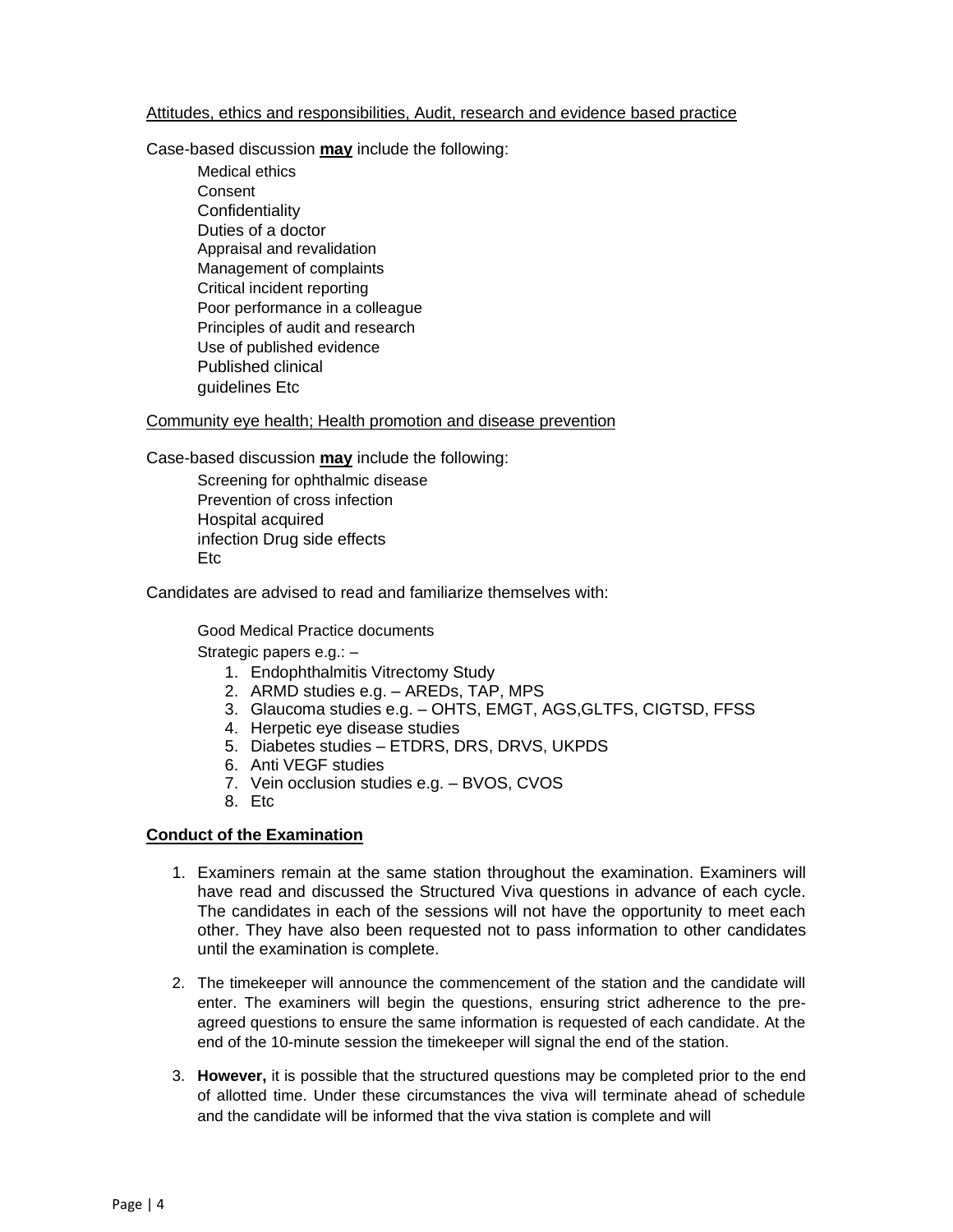Attitudes, ethics and responsibilities, Audit, research and evidence based practice

Case-based discussion **may** include the following:

- Medical ethics
- Consent
- Confidentiality
- Duties of a doctor
- Appraisal and revalidation
- Management of complaints
- Critical incident reporting
- Poor performance in a colleague
- Principles of audit and research
- Use of published evidence
- Published clinical guidelines Etc

Community eye health; Health promotion and disease prevention

Case-based discussion **may** include the following:

- Screening for ophthalmic disease
- Prevention of cross infection
- Hospital acquired infection Drug side effects
- Etc

Candidates are advised to read and familiarize themselves with:

Good Medical Practice documents

Strategic papers e.g.: –

1. Endophthalmitis Vitrectomy Study
2. ARMD studies e.g. – AREDs, TAP, MPS
3. Glaucoma studies e.g. – OHTS, EMGT, AGS,GLTFS, CIGTSD, FFSS
4. Herpetic eye disease studies
5. Diabetes studies – ETDRS, DRS, DRVS, UKPDS
6. Anti VEGF studies
7. Vein occlusion studies e.g. – BVOS, CVOS
8. Etc

**Conduct of the Examination**

1. Examiners remain at the same station throughout the examination. Examiners will have read and discussed the Structured Viva questions in advance of each cycle. The candidates in each of the sessions will not have the opportunity to meet each other. They have also been requested not to pass information to other candidates until the examination is complete.
2. The timekeeper will announce the commencement of the station and the candidate will enter. The examiners will begin the questions, ensuring strict adherence to the pre-agreed questions to ensure the same information is requested of each candidate. At the end of the 10-minute session the timekeeper will signal the end of the station.
3. **However,** it is possible that the structured questions may be completed prior to the end of allotted time. Under these circumstances the viva will terminate ahead of schedule and the candidate will be informed that the viva station is complete and will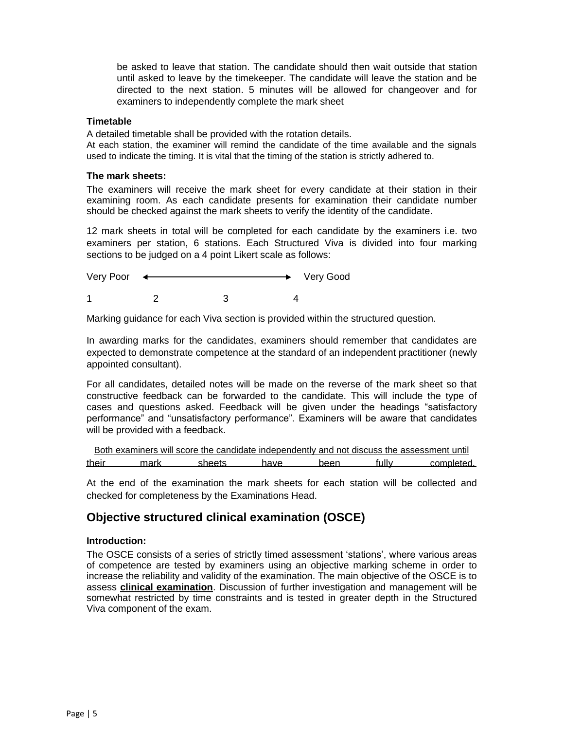be asked to leave that station. The candidate should then wait outside that station until asked to leave by the timekeeper. The candidate will leave the station and be directed to the next station. 5 minutes will be allowed for changeover and for examiners to independently complete the mark sheet

**Timetable**

A detailed timetable shall be provided with the rotation details.

At each station, the examiner will remind the candidate of the time available and the signals used to indicate the timing. It is vital that the timing of the station is strictly adhered to.

**The mark sheets:**

The examiners will receive the mark sheet for every candidate at their station in their examining room. As each candidate presents for examination their candidate number should be checked against the mark sheets to verify the identity of the candidate.

12 mark sheets in total will be completed for each candidate by the examiners i.e. two examiners per station, 6 stations. Each Structured Viva is divided into four marking sections to be judged on a 4 point Likert scale as follows:

Very Poor ←——————→ Very Good

1 2 3 4

Marking guidance for each Viva section is provided within the structured question.

In awarding marks for the candidates, examiners should remember that candidates are expected to demonstrate competence at the standard of an independent practitioner (newly appointed consultant).

For all candidates, detailed notes will be made on the reverse of the mark sheet so that constructive feedback can be forwarded to the candidate. This will include the type of cases and questions asked. Feedback will be given under the headings "satisfactory performance" and "unsatisfactory performance". Examiners will be aware that candidates will be provided with a feedback.

<u>Both examiners will score the candidate independently and not discuss the assessment until their mark sheets have been fully completed.</u>

At the end of the examination the mark sheets for each station will be collected and checked for completeness by the Examinations Head.

## Objective structured clinical examination (OSCE)

**Introduction:**

The OSCE consists of a series of strictly timed assessment 'stations', where various areas of competence are tested by examiners using an objective marking scheme in order to increase the reliability and validity of the examination. The main objective of the OSCE is to assess **<u>clinical examination</u>**. Discussion of further investigation and management will be somewhat restricted by time constraints and is tested in greater depth in the Structured Viva component of the exam.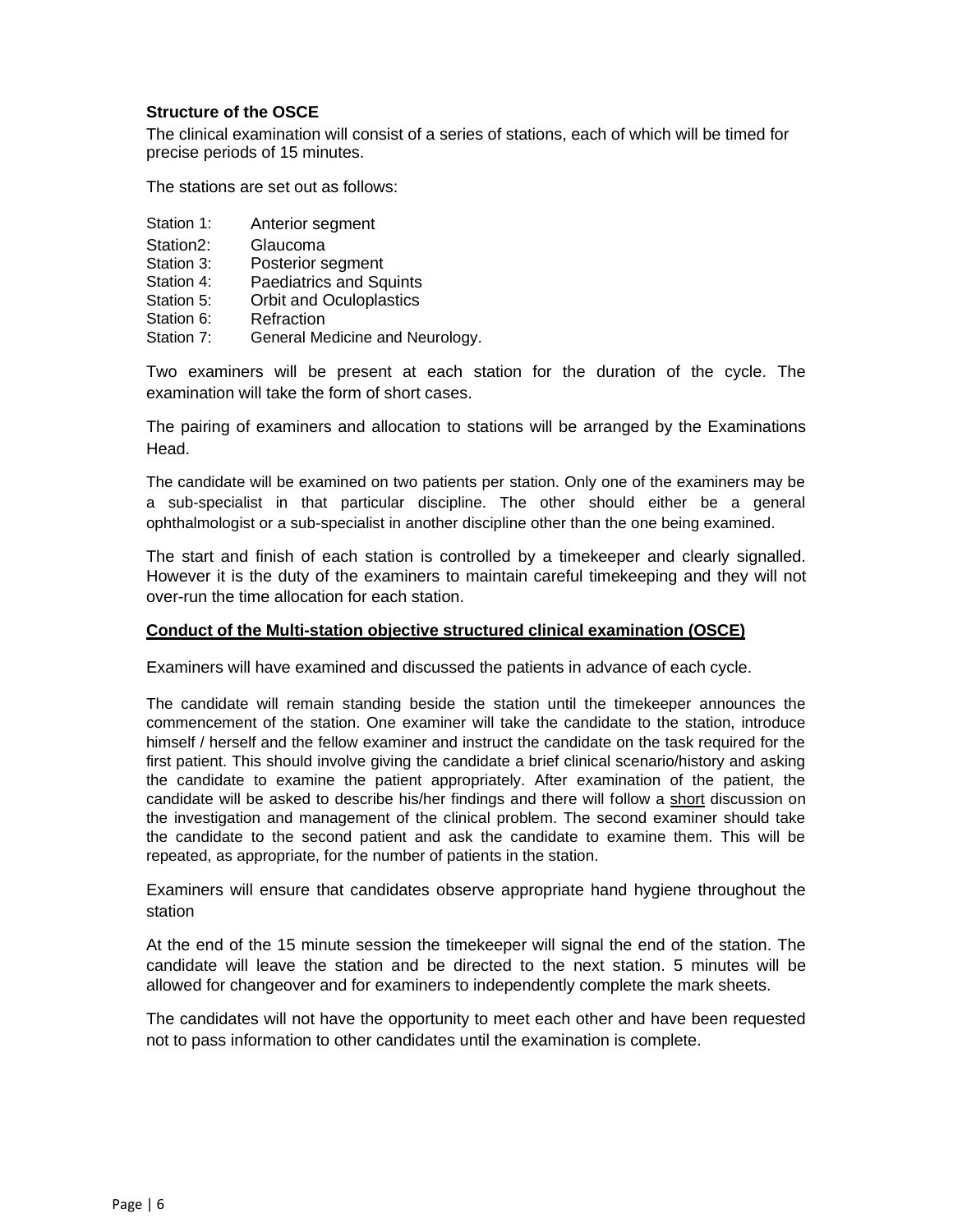**Structure of the OSCE**

The clinical examination will consist of a series of stations, each of which will be timed for precise periods of 15 minutes.

The stations are set out as follows:

Station 1: Anterior segment
Station2: Glaucoma
Station 3: Posterior segment
Station 4: Paediatrics and Squints
Station 5: Orbit and Oculoplastics
Station 6: Refraction
Station 7: General Medicine and Neurology.

Two examiners will be present at each station for the duration of the cycle. The examination will take the form of short cases.

The pairing of examiners and allocation to stations will be arranged by the Examinations Head.

The candidate will be examined on two patients per station. Only one of the examiners may be a sub-specialist in that particular discipline. The other should either be a general ophthalmologist or a sub-specialist in another discipline other than the one being examined.

The start and finish of each station is controlled by a timekeeper and clearly signalled. However it is the duty of the examiners to maintain careful timekeeping and they will not over-run the time allocation for each station.

**Conduct of the Multi-station objective structured clinical examination (OSCE)**

Examiners will have examined and discussed the patients in advance of each cycle.

The candidate will remain standing beside the station until the timekeeper announces the commencement of the station. One examiner will take the candidate to the station, introduce himself / herself and the fellow examiner and instruct the candidate on the task required for the first patient. This should involve giving the candidate a brief clinical scenario/history and asking the candidate to examine the patient appropriately. After examination of the patient, the candidate will be asked to describe his/her findings and there will follow a short discussion on the investigation and management of the clinical problem. The second examiner should take the candidate to the second patient and ask the candidate to examine them. This will be repeated, as appropriate, for the number of patients in the station.

Examiners will ensure that candidates observe appropriate hand hygiene throughout the station

At the end of the 15 minute session the timekeeper will signal the end of the station. The candidate will leave the station and be directed to the next station. 5 minutes will be allowed for changeover and for examiners to independently complete the mark sheets.

The candidates will not have the opportunity to meet each other and have been requested not to pass information to other candidates until the examination is complete.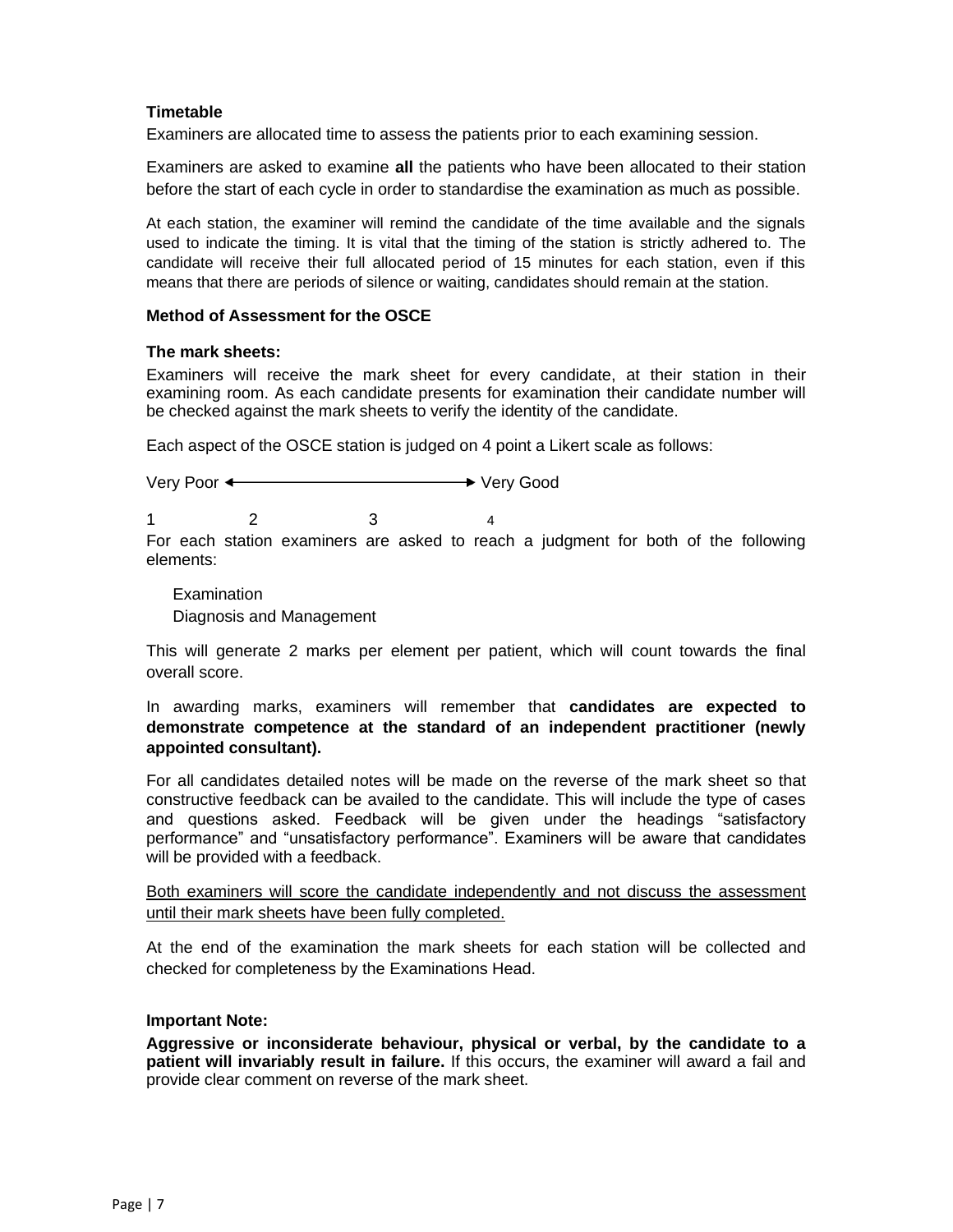**Timetable**

Examiners are allocated time to assess the patients prior to each examining session.

Examiners are asked to examine **all** the patients who have been allocated to their station before the start of each cycle in order to standardise the examination as much as possible.

At each station, the examiner will remind the candidate of the time available and the signals used to indicate the timing. It is vital that the timing of the station is strictly adhered to. The candidate will receive their full allocated period of 15 minutes for each station, even if this means that there are periods of silence or waiting, candidates should remain at the station.

**Method of Assessment for the OSCE**

**The mark sheets:**

Examiners will receive the mark sheet for every candidate, at their station in their examining room. As each candidate presents for examination their candidate number will be checked against the mark sheets to verify the identity of the candidate.

Each aspect of the OSCE station is judged on 4 point a Likert scale as follows:

Very Poor ←——————————→ Very Good

1 2 3 4

For each station examiners are asked to reach a judgment for both of the following elements:

Examination
Diagnosis and Management

This will generate 2 marks per element per patient, which will count towards the final overall score.

In awarding marks, examiners will remember that **candidates are expected to demonstrate competence at the standard of an independent practitioner (newly appointed consultant).**

For all candidates detailed notes will be made on the reverse of the mark sheet so that constructive feedback can be availed to the candidate. This will include the type of cases and questions asked. Feedback will be given under the headings "satisfactory performance" and "unsatisfactory performance". Examiners will be aware that candidates will be provided with a feedback.

<u>Both examiners will score the candidate independently and not discuss the assessment until their mark sheets have been fully completed.</u>

At the end of the examination the mark sheets for each station will be collected and checked for completeness by the Examinations Head.

**Important Note:**

**Aggressive or inconsiderate behaviour, physical or verbal, by the candidate to a patient will invariably result in failure.** If this occurs, the examiner will award a fail and provide clear comment on reverse of the mark sheet.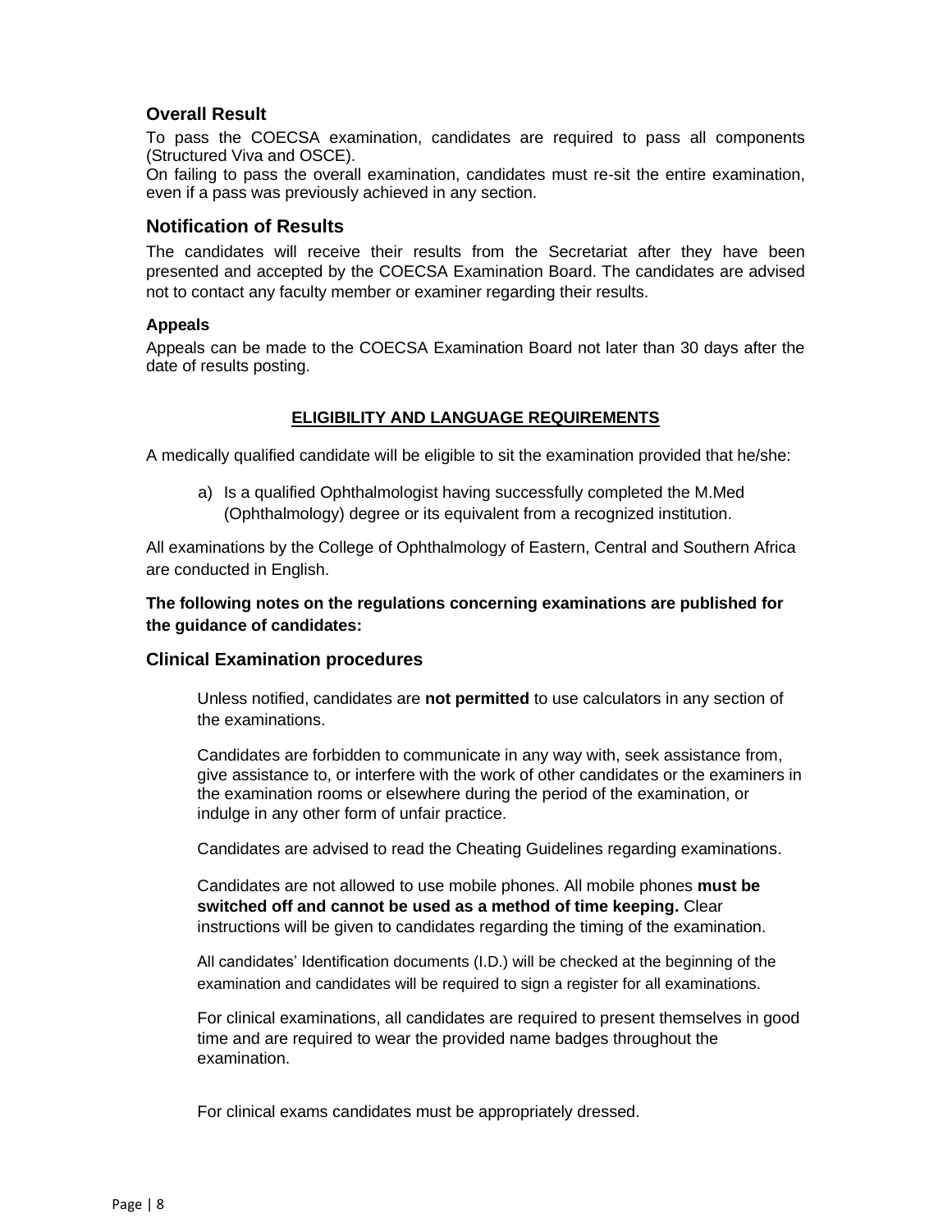## Overall Result

To pass the COECSA examination, candidates are required to pass all components (Structured Viva and OSCE).
On failing to pass the overall examination, candidates must re-sit the entire examination, even if a pass was previously achieved in any section.

## Notification of Results

The candidates will receive their results from the Secretariat after they have been presented and accepted by the COECSA Examination Board. The candidates are advised not to contact any faculty member or examiner regarding their results.

### Appeals

Appeals can be made to the COECSA Examination Board not later than 30 days after the date of results posting.

## ELIGIBILITY AND LANGUAGE REQUIREMENTS

A medically qualified candidate will be eligible to sit the examination provided that he/she:

a) Is a qualified Ophthalmologist having successfully completed the M.Med (Ophthalmology) degree or its equivalent from a recognized institution.

All examinations by the College of Ophthalmology of Eastern, Central and Southern Africa are conducted in English.

**The following notes on the regulations concerning examinations are published for the guidance of candidates:**

## Clinical Examination procedures

Unless notified, candidates are **not permitted** to use calculators in any section of the examinations.

Candidates are forbidden to communicate in any way with, seek assistance from, give assistance to, or interfere with the work of other candidates or the examiners in the examination rooms or elsewhere during the period of the examination, or indulge in any other form of unfair practice.

Candidates are advised to read the Cheating Guidelines regarding examinations.

Candidates are not allowed to use mobile phones. All mobile phones **must be switched off and cannot be used as a method of time keeping.** Clear instructions will be given to candidates regarding the timing of the examination.

All candidates' Identification documents (I.D.) will be checked at the beginning of the examination and candidates will be required to sign a register for all examinations.

For clinical examinations, all candidates are required to present themselves in good time and are required to wear the provided name badges throughout the examination.

For clinical exams candidates must be appropriately dressed.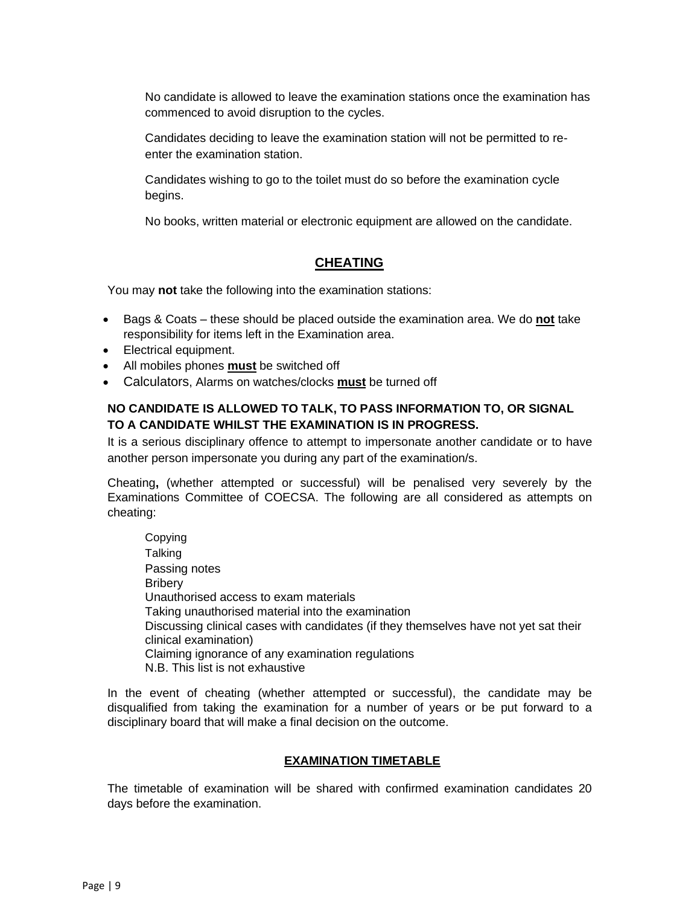No candidate is allowed to leave the examination stations once the examination has commenced to avoid disruption to the cycles.

Candidates deciding to leave the examination station will not be permitted to re-enter the examination station.

Candidates wishing to go to the toilet must do so before the examination cycle begins.

No books, written material or electronic equipment are allowed on the candidate.

## CHEATING

You may **not** take the following into the examination stations:

- Bags & Coats – these should be placed outside the examination area. We do **not** take responsibility for items left in the Examination area.
- Electrical equipment.
- All mobiles phones **must** be switched off
- Calculators, Alarms on watches/clocks **must** be turned off

**NO CANDIDATE IS ALLOWED TO TALK, TO PASS INFORMATION TO, OR SIGNAL TO A CANDIDATE WHILST THE EXAMINATION IS IN PROGRESS.**

It is a serious disciplinary offence to attempt to impersonate another candidate or to have another person impersonate you during any part of the examination/s.

Cheating**,** (whether attempted or successful) will be penalised very severely by the Examinations Committee of COECSA. The following are all considered as attempts on cheating:

Copying
Talking
Passing notes
Bribery
Unauthorised access to exam materials
Taking unauthorised material into the examination
Discussing clinical cases with candidates (if they themselves have not yet sat their clinical examination)
Claiming ignorance of any examination regulations
N.B. This list is not exhaustive

In the event of cheating (whether attempted or successful), the candidate may be disqualified from taking the examination for a number of years or be put forward to a disciplinary board that will make a final decision on the outcome.

## EXAMINATION TIMETABLE

The timetable of examination will be shared with confirmed examination candidates 20 days before the examination.